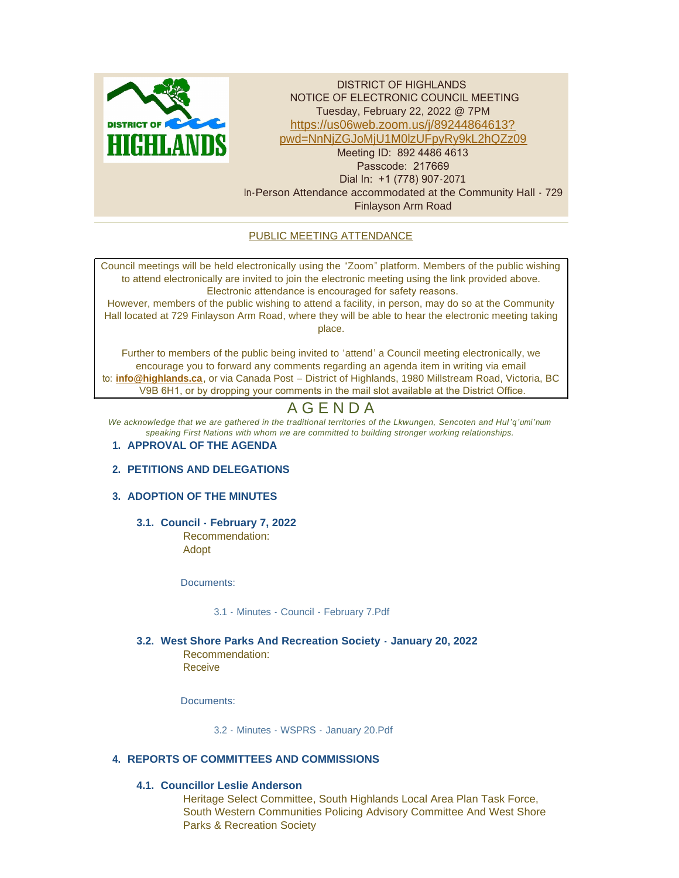DISTRICT OF HIGHLANDS
NOTICE OF ELECTRONIC COUNCIL MEETING
Tuesday, February 22, 2022 @ 7PM
https://us06web.zoom.us/j/89244864613?pwd=NnNjZGJoMjU1M0lzUFpyRy9kL2hQZz09
Meeting ID: 892 4486 4613
Passcode: 217669
Dial In: +1 (778) 907-2071
In-Person Attendance accommodated at the Community Hall - 729 Finlayson Arm Road

PUBLIC MEETING ATTENDANCE

Council meetings will be held electronically using the "Zoom" platform. Members of the public wishing to attend electronically are invited to join the electronic meeting using the link provided above. Electronic attendance is encouraged for safety reasons.
However, members of the public wishing to attend a facility, in person, may do so at the Community Hall located at 729 Finlayson Arm Road, where they will be able to hear the electronic meeting taking place.

Further to members of the public being invited to 'attend' a Council meeting electronically, we encourage you to forward any comments regarding an agenda item in writing via email to: **info@highlands.ca**, or via Canada Post – District of Highlands, 1980 Millstream Road, Victoria, BC V9B 6H1, or by dropping your comments in the mail slot available at the District Office.

# AGENDA

*We acknowledge that we are gathered in the traditional territories of the Lkwungen, Sencoten and Hul'q'umi'num speaking First Nations with whom we are committed to building stronger working relationships.*

## 1. APPROVAL OF THE AGENDA

## 2. PETITIONS AND DELEGATIONS

## 3. ADOPTION OF THE MINUTES

### 3.1. Council - February 7, 2022

Recommendation:
Adopt

Documents:

3.1 - Minutes - Council - February 7.Pdf

### 3.2. West Shore Parks And Recreation Society - January 20, 2022

Recommendation:
Receive

Documents:

3.2 - Minutes - WSPRS - January 20.Pdf

## 4. REPORTS OF COMMITTEES AND COMMISSIONS

### 4.1. Councillor Leslie Anderson

Heritage Select Committee, South Highlands Local Area Plan Task Force, South Western Communities Policing Advisory Committee And West Shore Parks & Recreation Society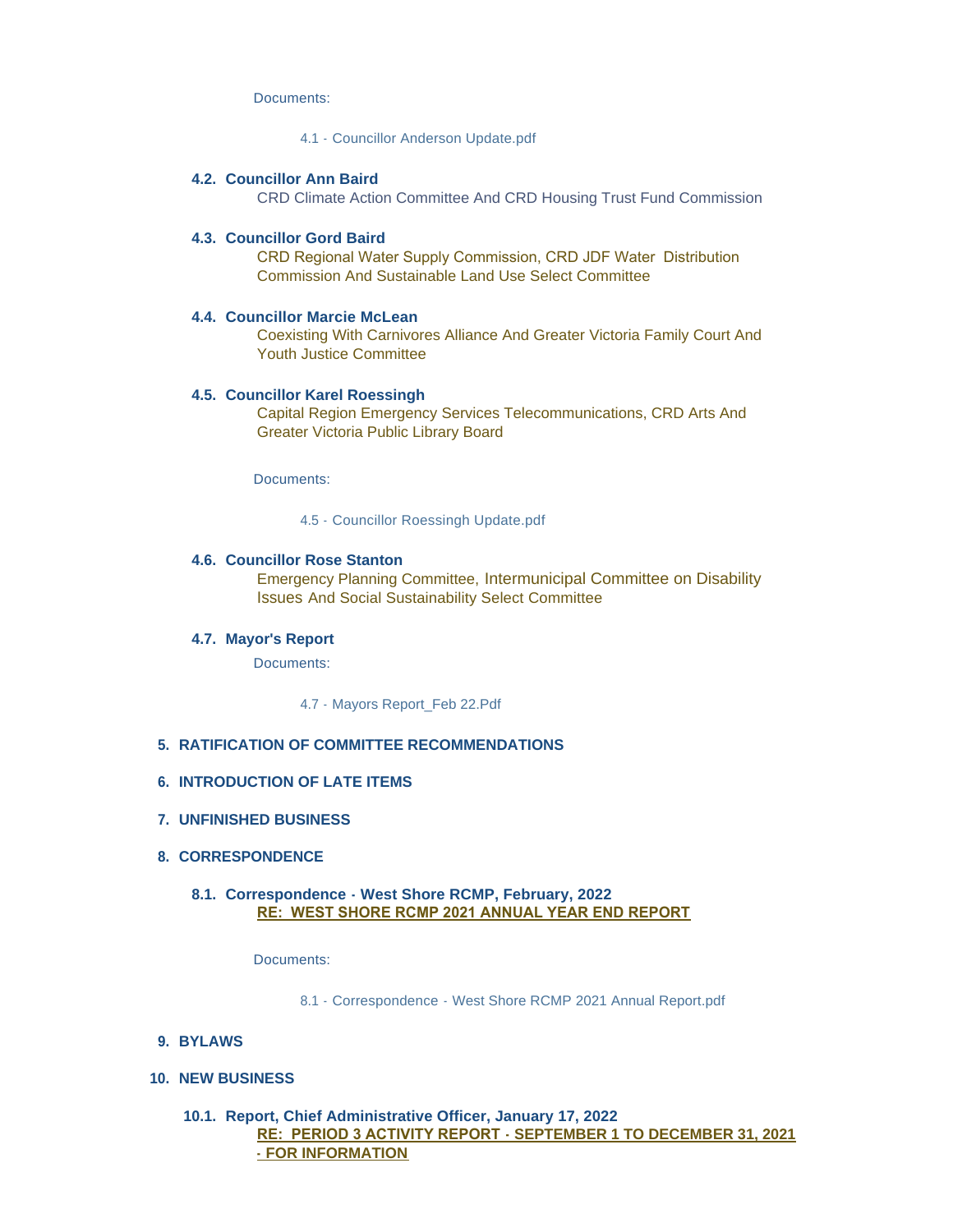Documents:

4.1 - Councillor Anderson Update.pdf

### 4.2. Councillor Ann Baird

CRD Climate Action Committee And CRD Housing Trust Fund Commission

### 4.3. Councillor Gord Baird

CRD Regional Water Supply Commission, CRD JDF Water Distribution Commission And Sustainable Land Use Select Committee

### 4.4. Councillor Marcie McLean

Coexisting With Carnivores Alliance And Greater Victoria Family Court And Youth Justice Committee

### 4.5. Councillor Karel Roessingh

Capital Region Emergency Services Telecommunications, CRD Arts And Greater Victoria Public Library Board

Documents:

4.5 - Councillor Roessingh Update.pdf

### 4.6. Councillor Rose Stanton

Emergency Planning Committee, Intermunicipal Committee on Disability Issues And Social Sustainability Select Committee

### 4.7. Mayor's Report

Documents:

4.7 - Mayors Report_Feb 22.Pdf

## 5. RATIFICATION OF COMMITTEE RECOMMENDATIONS

## 6. INTRODUCTION OF LATE ITEMS

## 7. UNFINISHED BUSINESS

## 8. CORRESPONDENCE

### 8.1. Correspondence - West Shore RCMP, February, 2022

**RE: WEST SHORE RCMP 2021 ANNUAL YEAR END REPORT**

Documents:

8.1 - Correspondence - West Shore RCMP 2021 Annual Report.pdf

## 9. BYLAWS

## 10. NEW BUSINESS

### 10.1. Report, Chief Administrative Officer, January 17, 2022

**RE: PERIOD 3 ACTIVITY REPORT - SEPTEMBER 1 TO DECEMBER 31, 2021 - FOR INFORMATION**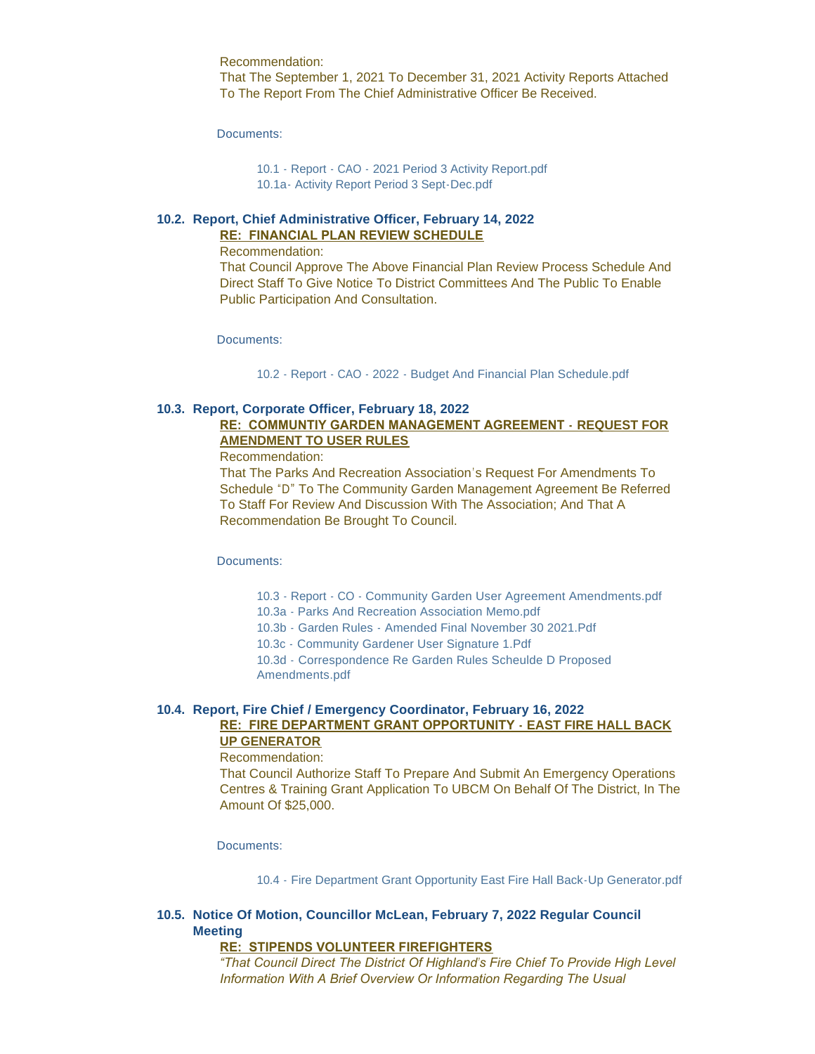Recommendation:
That The September 1, 2021 To December 31, 2021 Activity Reports Attached To The Report From The Chief Administrative Officer Be Received.

Documents:

- 10.1 - Report - CAO - 2021 Period 3 Activity Report.pdf
- 10.1a- Activity Report Period 3 Sept-Dec.pdf

### 10.2. Report, Chief Administrative Officer, February 14, 2022

**RE: FINANCIAL PLAN REVIEW SCHEDULE**

Recommendation:
That Council Approve The Above Financial Plan Review Process Schedule And Direct Staff To Give Notice To District Committees And The Public To Enable Public Participation And Consultation.

Documents:

- 10.2 - Report - CAO - 2022 - Budget And Financial Plan Schedule.pdf

### 10.3. Report, Corporate Officer, February 18, 2022

**RE: COMMUNTIY GARDEN MANAGEMENT AGREEMENT - REQUEST FOR AMENDMENT TO USER RULES**

Recommendation:
That The Parks And Recreation Association's Request For Amendments To Schedule "D" To The Community Garden Management Agreement Be Referred To Staff For Review And Discussion With The Association; And That A Recommendation Be Brought To Council.

Documents:

- 10.3 - Report - CO - Community Garden User Agreement Amendments.pdf
- 10.3a - Parks And Recreation Association Memo.pdf
- 10.3b - Garden Rules - Amended Final November 30 2021.Pdf
- 10.3c - Community Gardener User Signature 1.Pdf
- 10.3d - Correspondence Re Garden Rules Scheulde D Proposed Amendments.pdf

### 10.4. Report, Fire Chief / Emergency Coordinator, February 16, 2022

**RE: FIRE DEPARTMENT GRANT OPPORTUNITY - EAST FIRE HALL BACK UP GENERATOR**

Recommendation:
That Council Authorize Staff To Prepare And Submit An Emergency Operations Centres & Training Grant Application To UBCM On Behalf Of The District, In The Amount Of $25,000.

Documents:

- 10.4 - Fire Department Grant Opportunity East Fire Hall Back-Up Generator.pdf

### 10.5. Notice Of Motion, Councillor McLean, February 7, 2022 Regular Council Meeting

**RE: STIPENDS VOLUNTEER FIREFIGHTERS**

*"That Council Direct The District Of Highland's Fire Chief To Provide High Level Information With A Brief Overview Or Information Regarding The Usual*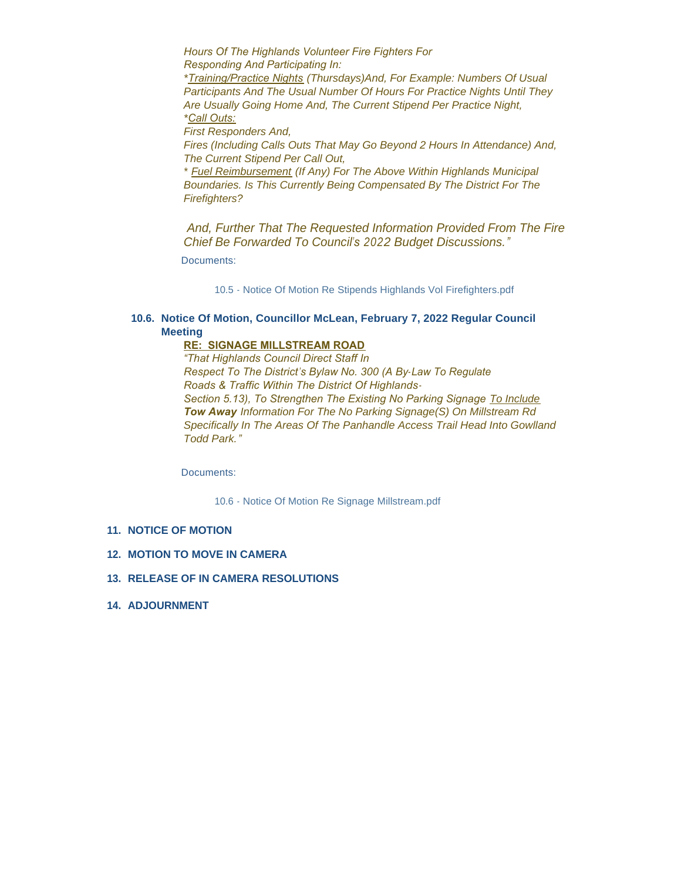*Hours Of The Highlands Volunteer Fire Fighters For Responding And Participating In:*
*\*<u>Training/Practice Nights</u> (Thursdays)And, For Example: Numbers Of Usual Participants And The Usual Number Of Hours For Practice Nights Until They Are Usually Going Home And, The Current Stipend Per Practice Night,*
*\*<u>Call Outs:</u>*
*First Responders And,*
*Fires (Including Calls Outs That May Go Beyond 2 Hours In Attendance) And, The Current Stipend Per Call Out,*
*\* <u>Fuel Reimbursement</u> (If Any) For The Above Within Highlands Municipal Boundaries. Is This Currently Being Compensated By The District For The Firefighters?*

*And, Further That The Requested Information Provided From The Fire Chief Be Forwarded To Council's 2022 Budget Discussions."*

Documents:

10.5 - Notice Of Motion Re Stipends Highlands Vol Firefighters.pdf

### 10.6. Notice Of Motion, Councillor McLean, February 7, 2022 Regular Council Meeting

**<u>RE: SIGNAGE MILLSTREAM ROAD</u>**

*"That Highlands Council Direct Staff In Respect To The District's Bylaw No. 300 (A By-Law To Regulate Roads & Traffic Within The District Of Highlands- Section 5.13), To Strengthen The Existing No Parking Signage <u>To Include</u> **Tow Away** Information For The No Parking Signage(S) On Millstream Rd Specifically In The Areas Of The Panhandle Access Trail Head Into Gowlland Todd Park."*

Documents:

10.6 - Notice Of Motion Re Signage Millstream.pdf

## 11. NOTICE OF MOTION

## 12. MOTION TO MOVE IN CAMERA

## 13. RELEASE OF IN CAMERA RESOLUTIONS

## 14. ADJOURNMENT